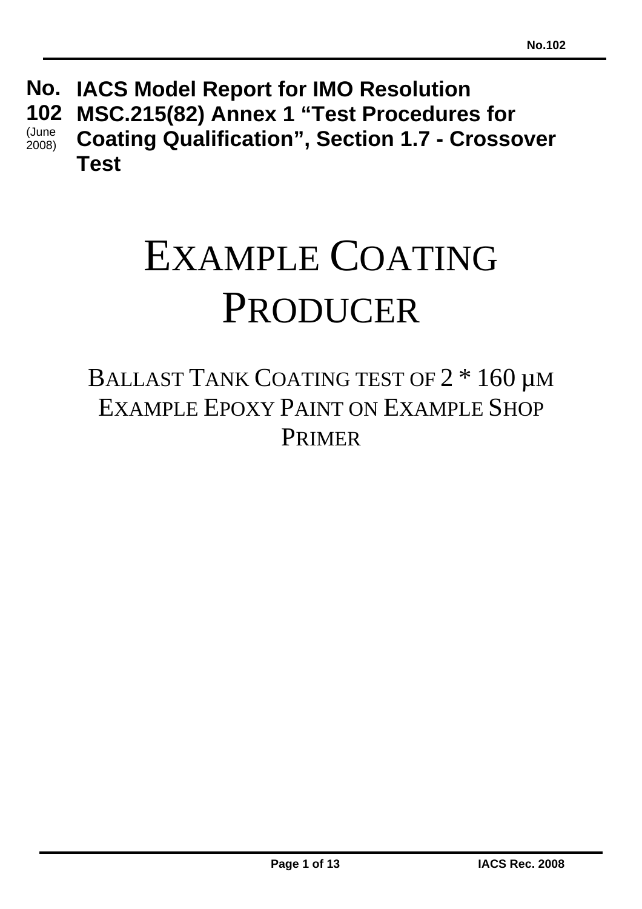# No. 102 (June 2008)

## IACS Model Report for IMO Resolution MSC.215(82) Annex 1 "Test Procedures for Coating Qualification", Section 1.7 - Crossover Test

# EXAMPLE COATING PRODUCER

## BALLAST TANK COATING TEST OF 2 * 160 μM EXAMPLE EPOXY PAINT ON EXAMPLE SHOP PRIMER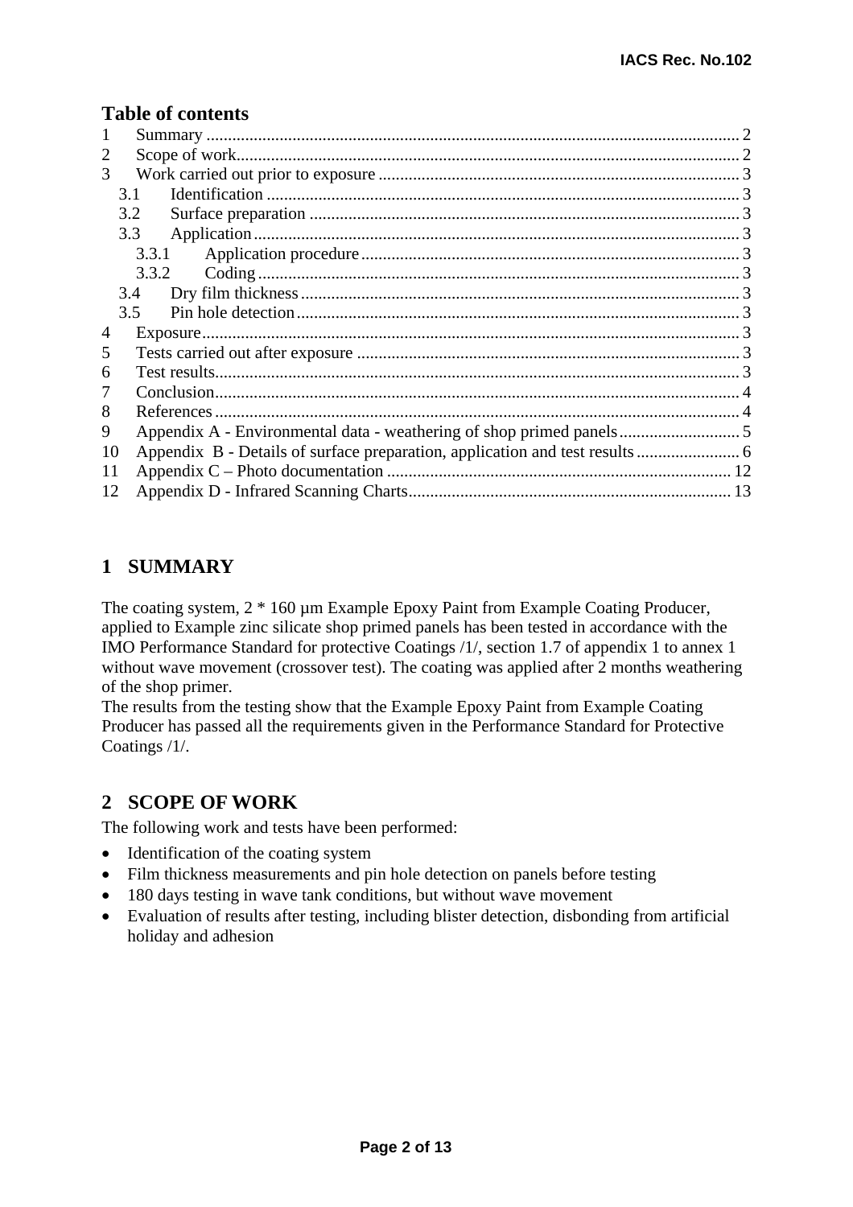## Table of contents

1 Summary ... 2
2 Scope of work ... 2
3 Work carried out prior to exposure ... 3
  3.1 Identification ... 3
  3.2 Surface preparation ... 3
  3.3 Application ... 3
    3.3.1 Application procedure ... 3
    3.3.2 Coding ... 3
  3.4 Dry film thickness ... 3
  3.5 Pin hole detection ... 3
4 Exposure ... 3
5 Tests carried out after exposure ... 3
6 Test results ... 3
7 Conclusion ... 4
8 References ... 4
9 Appendix A - Environmental data - weathering of shop primed panels ... 5
10 Appendix B - Details of surface preparation, application and test results ... 6
11 Appendix C – Photo documentation ... 12
12 Appendix D - Infrared Scanning Charts ... 13

# 1 SUMMARY

The coating system, 2 * 160 µm Example Epoxy Paint from Example Coating Producer, applied to Example zinc silicate shop primed panels has been tested in accordance with the IMO Performance Standard for protective Coatings /1/, section 1.7 of appendix 1 to annex 1 without wave movement (crossover test). The coating was applied after 2 months weathering of the shop primer.
The results from the testing show that the Example Epoxy Paint from Example Coating Producer has passed all the requirements given in the Performance Standard for Protective Coatings /1/.

# 2 SCOPE OF WORK

The following work and tests have been performed:

- Identification of the coating system
- Film thickness measurements and pin hole detection on panels before testing
- 180 days testing in wave tank conditions, but without wave movement
- Evaluation of results after testing, including blister detection, disbonding from artificial holiday and adhesion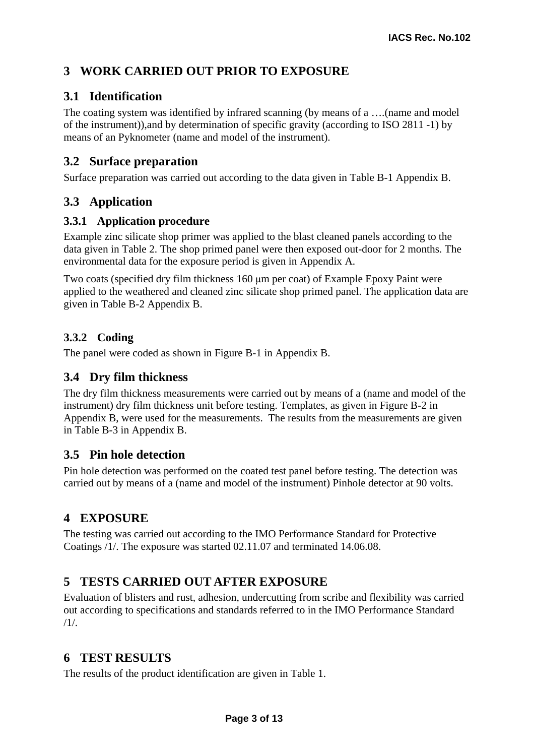## 3 WORK CARRIED OUT PRIOR TO EXPOSURE

### 3.1 Identification

The coating system was identified by infrared scanning (by means of a ….(name and model of the instrument)),and by determination of specific gravity (according to ISO 2811 -1) by means of an Pyknometer (name and model of the instrument).

### 3.2 Surface preparation

Surface preparation was carried out according to the data given in Table B-1 Appendix B.

### 3.3 Application

#### 3.3.1 Application procedure

Example zinc silicate shop primer was applied to the blast cleaned panels according to the data given in Table 2. The shop primed panel were then exposed out-door for 2 months. The environmental data for the exposure period is given in Appendix A.

Two coats (specified dry film thickness 160 μm per coat) of Example Epoxy Paint were applied to the weathered and cleaned zinc silicate shop primed panel. The application data are given in Table B-2 Appendix B.

#### 3.3.2 Coding

The panel were coded as shown in Figure B-1 in Appendix B.

### 3.4 Dry film thickness

The dry film thickness measurements were carried out by means of a (name and model of the instrument) dry film thickness unit before testing. Templates, as given in Figure B-2 in Appendix B, were used for the measurements. The results from the measurements are given in Table B-3 in Appendix B.

### 3.5 Pin hole detection

Pin hole detection was performed on the coated test panel before testing. The detection was carried out by means of a (name and model of the instrument) Pinhole detector at 90 volts.

## 4 EXPOSURE

The testing was carried out according to the IMO Performance Standard for Protective Coatings /1/. The exposure was started 02.11.07 and terminated 14.06.08.

## 5 TESTS CARRIED OUT AFTER EXPOSURE

Evaluation of blisters and rust, adhesion, undercutting from scribe and flexibility was carried out according to specifications and standards referred to in the IMO Performance Standard /1/.

## 6 TEST RESULTS

The results of the product identification are given in Table 1.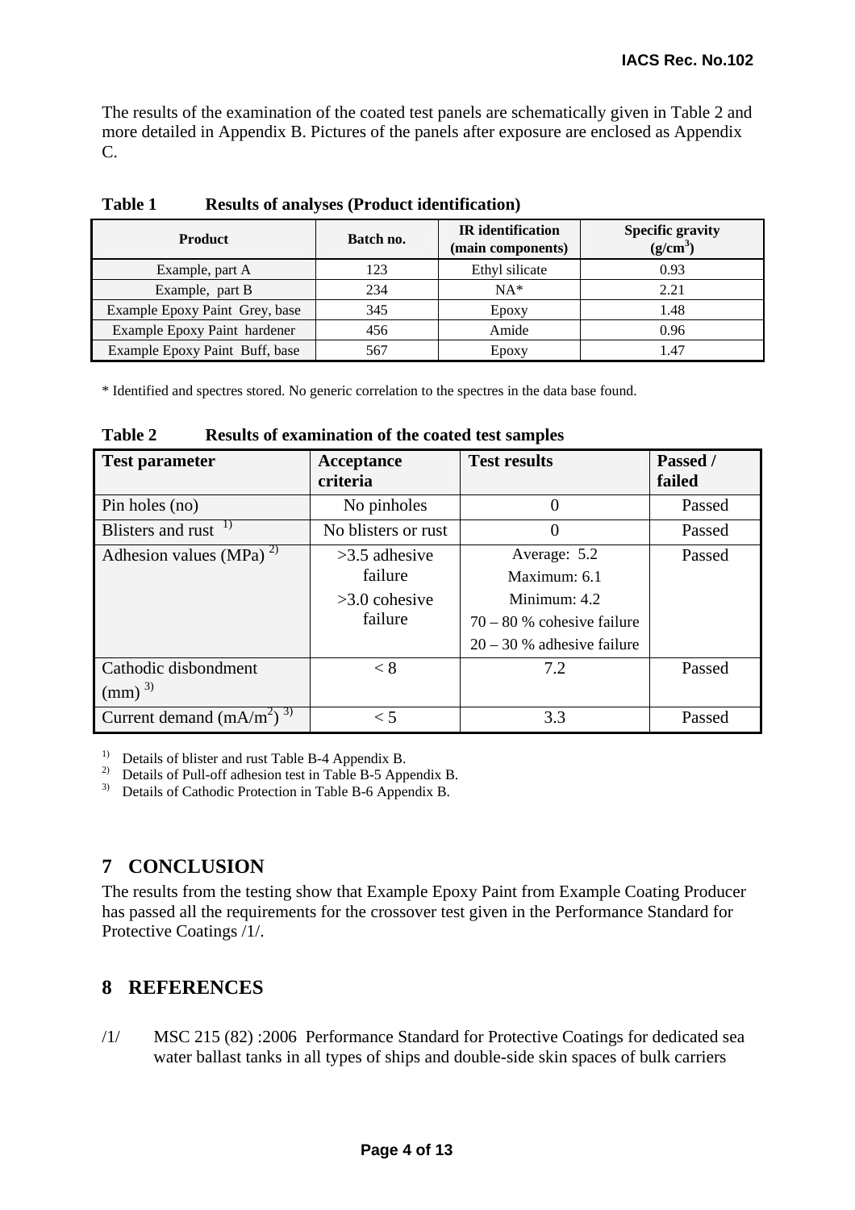The results of the examination of the coated test panels are schematically given in Table 2 and more detailed in Appendix B. Pictures of the panels after exposure are enclosed as Appendix C.

**Table 1 Results of analyses (Product identification)**

| Product | Batch no. | IR identification (main components) | Specific gravity ($g/cm^3$) |
|---|---|---|---|
| Example, part A | 123 | Ethyl silicate | 0.93 |
| Example, part B | 234 | NA* | 2.21 |
| Example Epoxy Paint Grey, base | 345 | Epoxy | 1.48 |
| Example Epoxy Paint hardener | 456 | Amide | 0.96 |
| Example Epoxy Paint Buff, base | 567 | Epoxy | 1.47 |

\* Identified and spectres stored. No generic correlation to the spectres in the data base found.

**Table 2 Results of examination of the coated test samples**

| Test parameter | Acceptance criteria | Test results | Passed / failed |
|---|---|---|---|
| Pin holes (no) | No pinholes | 0 | Passed |
| Blisters and rust [1)] | No blisters or rust | 0 | Passed |
| Adhesion values (MPa) [2)] | >3.5 adhesive failure<br>>3.0 cohesive failure | Average: 5.2<br>Maximum: 6.1<br>Minimum: 4.2<br>70 – 80 % cohesive failure<br>20 – 30 % adhesive failure | Passed |
| Cathodic disbondment (mm) [3)] | < 8 | 7.2 | Passed |
| Current demand ($mA/m^2$) [3)] | < 5 | 3.3 | Passed |

1) Details of blister and rust Table B-4 Appendix B.
2) Details of Pull-off adhesion test in Table B-5 Appendix B.
3) Details of Cathodic Protection in Table B-6 Appendix B.

## 7 CONCLUSION

The results from the testing show that Example Epoxy Paint from Example Coating Producer has passed all the requirements for the crossover test given in the Performance Standard for Protective Coatings /1/.

## 8 REFERENCES

/1/ MSC 215 (82) :2006 Performance Standard for Protective Coatings for dedicated sea water ballast tanks in all types of ships and double-side skin spaces of bulk carriers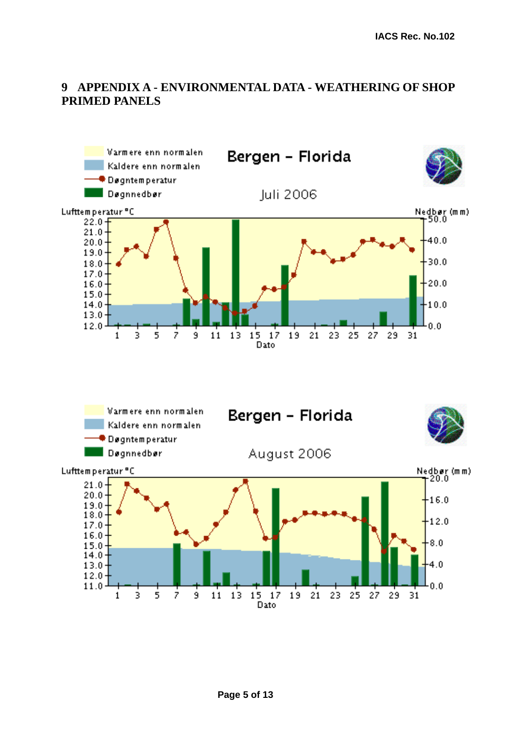# 9 APPENDIX A - ENVIRONMENTAL DATA - WEATHERING OF SHOP PRIMED PANELS

**Bergen - Florida**

Juli 2006

- Varmere enn normalen
- Kaldere enn normalen
- Døgntemperatur
- Døgnnedbør

Lufttemperatur °C — Nedbør (mm) — Dato

**Bergen - Florida**

August 2006

- Varmere enn normalen
- Kaldere enn normalen
- Døgntemperatur
- Døgnnedbør

Lufttemperatur °C — Nedbør (mm) — Dato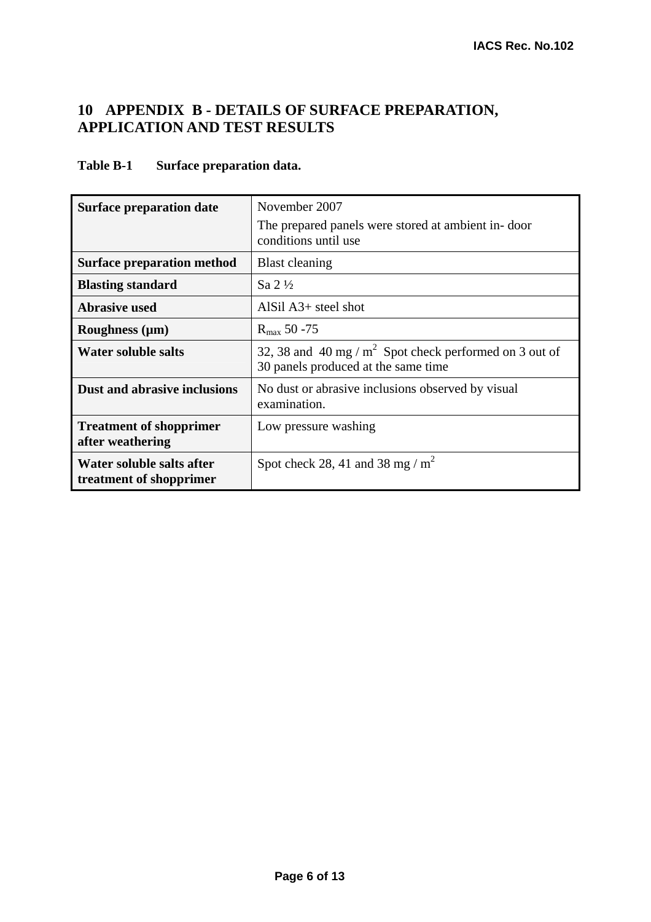# 10 APPENDIX B - DETAILS OF SURFACE PREPARATION, APPLICATION AND TEST RESULTS

**Table B-1 Surface preparation data.**

| | |
|---|---|
| **Surface preparation date** | November 2007<br>The prepared panels were stored at ambient in- door conditions until use |
| **Surface preparation method** | Blast cleaning |
| **Blasting standard** | Sa 2 ½ |
| **Abrasive used** | AlSil A3+ steel shot |
| **Roughness (μm)** | $R_{max}$ 50 -75 |
| **Water soluble salts** | 32, 38 and 40 mg / $m^2$ Spot check performed on 3 out of 30 panels produced at the same time |
| **Dust and abrasive inclusions** | No dust or abrasive inclusions observed by visual examination. |
| **Treatment of shopprimer after weathering** | Low pressure washing |
| **Water soluble salts after treatment of shopprimer** | Spot check 28, 41 and 38 mg / $m^2$ |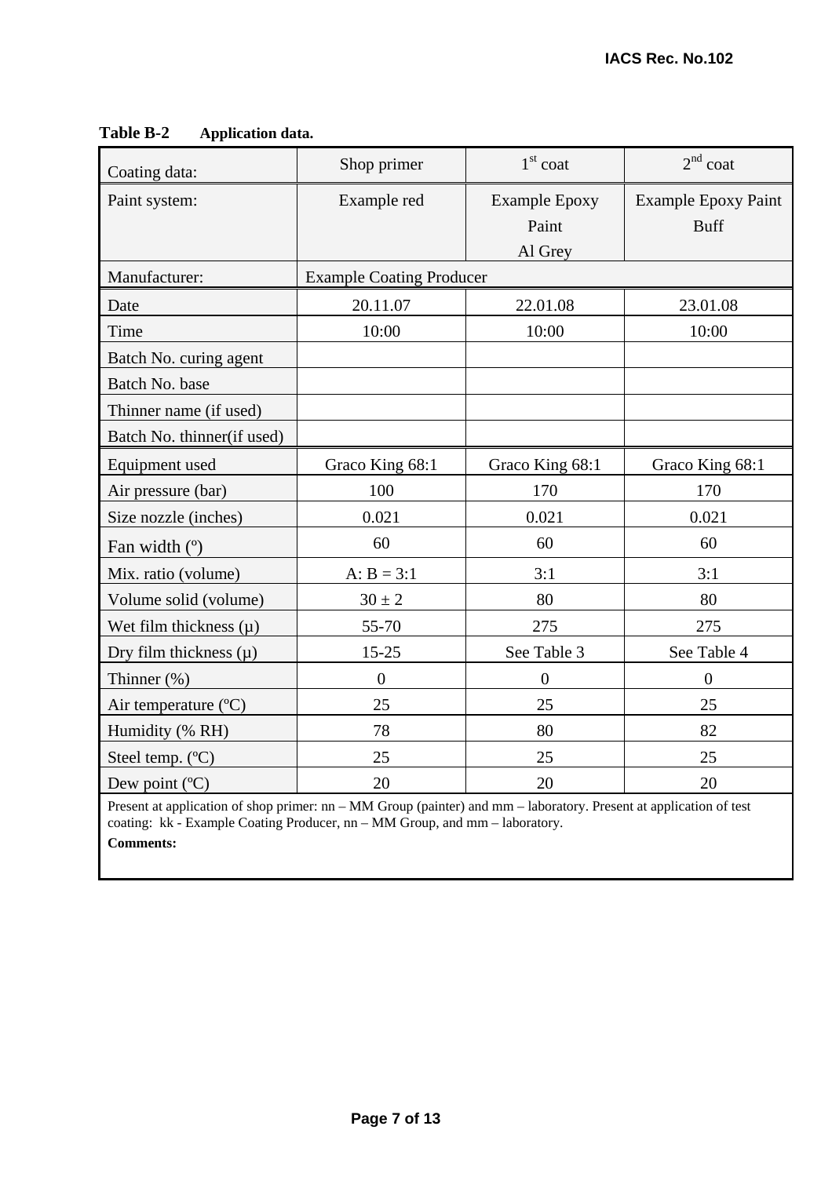**Table B-2 Application data.**

| Coating data: | Shop primer | 1st coat | 2nd coat |
|---|---|---|---|
| Paint system: | Example red | Example Epoxy Paint Al Grey | Example Epoxy Paint Buff |
| Manufacturer: | Example Coating Producer | | |
| Date | 20.11.07 | 22.01.08 | 23.01.08 |
| Time | 10:00 | 10:00 | 10:00 |
| Batch No. curing agent | | | |
| Batch No. base | | | |
| Thinner name (if used) | | | |
| Batch No. thinner(if used) | | | |
| Equipment used | Graco King 68:1 | Graco King 68:1 | Graco King 68:1 |
| Air pressure (bar) | 100 | 170 | 170 |
| Size nozzle (inches) | 0.021 | 0.021 | 0.021 |
| Fan width (º) | 60 | 60 | 60 |
| Mix. ratio (volume) | A: B = 3:1 | 3:1 | 3:1 |
| Volume solid (volume) | 30 ± 2 | 80 | 80 |
| Wet film thickness (μ) | 55-70 | 275 | 275 |
| Dry film thickness (μ) | 15-25 | See Table 3 | See Table 4 |
| Thinner (%) | 0 | 0 | 0 |
| Air temperature (ºC) | 25 | 25 | 25 |
| Humidity (% RH) | 78 | 80 | 82 |
| Steel temp. (ºC) | 25 | 25 | 25 |
| Dew point (ºC) | 20 | 20 | 20 |

Present at application of shop primer: nn – MM Group (painter) and mm – laboratory. Present at application of test coating: kk - Example Coating Producer, nn – MM Group, and mm – laboratory.

**Comments:**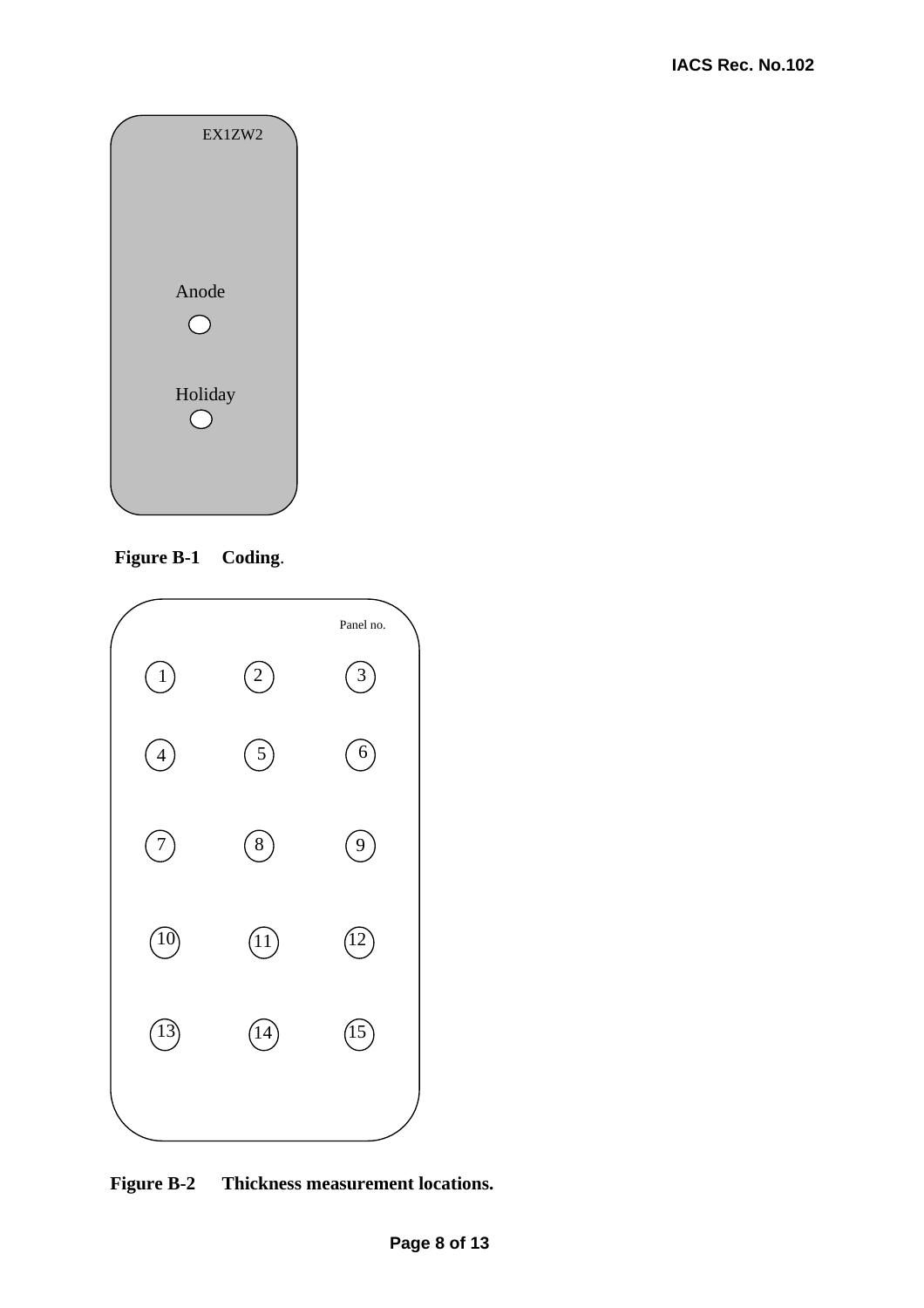EX1ZW2

Anode

Holiday

**Figure B-1 Coding**.

Panel no.

1 2 3

4 5 6

7 8 9

10 11 12

13 14 15

**Figure B-2 Thickness measurement locations.**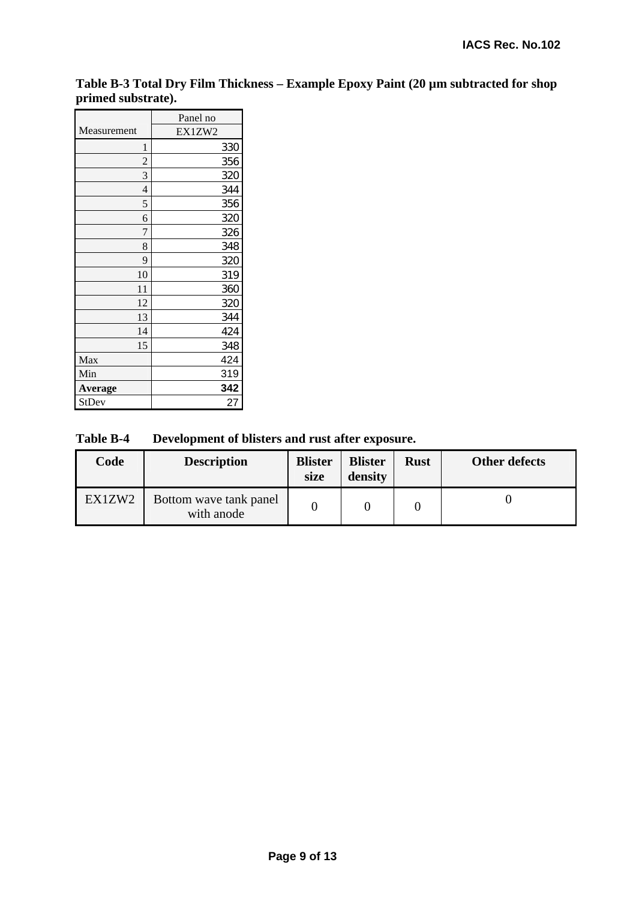**Table B-3 Total Dry Film Thickness – Example Epoxy Paint (20 µm subtracted for shop primed substrate).**

| Measurement | Panel no EX1ZW2 |
|---|---|
| 1 | 330 |
| 2 | 356 |
| 3 | 320 |
| 4 | 344 |
| 5 | 356 |
| 6 | 320 |
| 7 | 326 |
| 8 | 348 |
| 9 | 320 |
| 10 | 319 |
| 11 | 360 |
| 12 | 320 |
| 13 | 344 |
| 14 | 424 |
| 15 | 348 |
| Max | 424 |
| Min | 319 |
| **Average** | **342** |
| StDev | 27 |

**Table B-4 Development of blisters and rust after exposure.**

| Code | Description | Blister size | Blister density | Rust | Other defects |
|---|---|---|---|---|---|
| EX1ZW2 | Bottom wave tank panel with anode | 0 | 0 | 0 | 0 |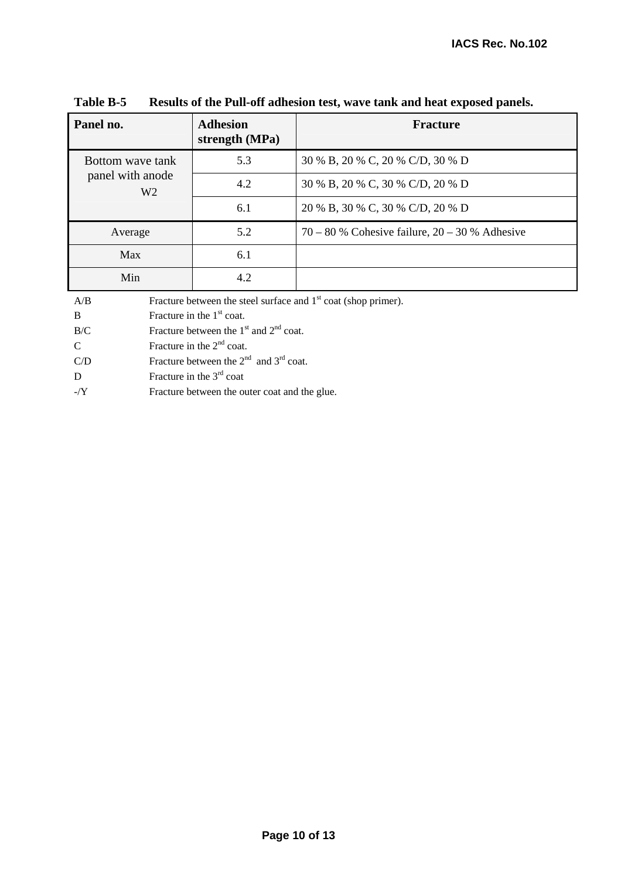**Table B-5 Results of the Pull-off adhesion test, wave tank and heat exposed panels.**

| Panel no. | Adhesion strength (MPa) | Fracture |
|---|---|---|
| Bottom wave tank panel with anode W2 | 5.3 | 30 % B, 20 % C, 20 % C/D, 30 % D |
| | 4.2 | 30 % B, 20 % C, 30 % C/D, 20 % D |
| | 6.1 | 20 % B, 30 % C, 30 % C/D, 20 % D |
| Average | 5.2 | 70 – 80 % Cohesive failure, 20 – 30 % Adhesive |
| Max | 6.1 | |
| Min | 4.2 | |

A/B Fracture between the steel surface and 1st coat (shop primer).
B Fracture in the 1st coat.
B/C Fracture between the 1st and 2nd coat.
C Fracture in the 2nd coat.
C/D Fracture between the 2nd and 3rd coat.
D Fracture in the 3rd coat
-/Y Fracture between the outer coat and the glue.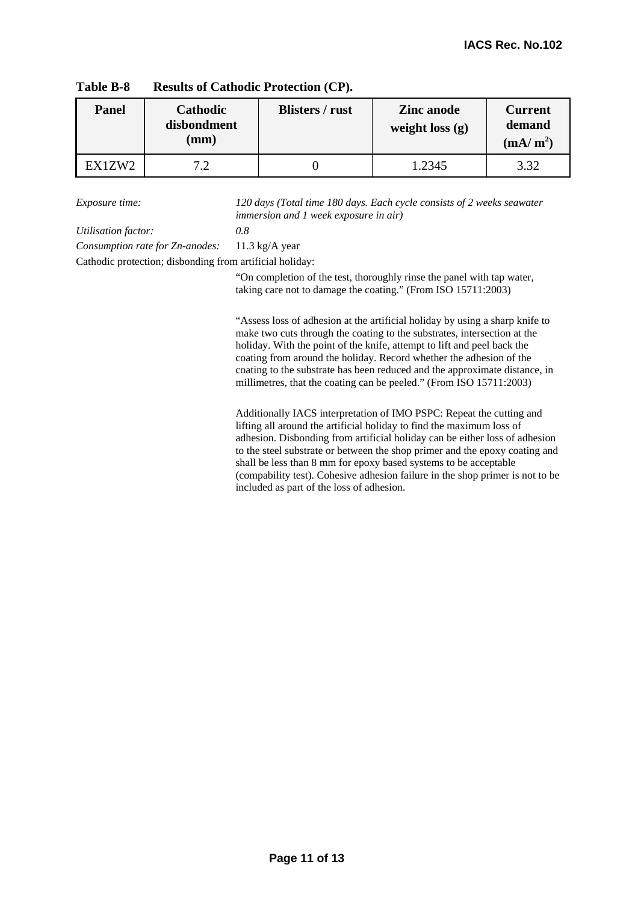**Table B-8 Results of Cathodic Protection (CP).**

| Panel | Cathodic disbondment (mm) | Blisters / rust | Zinc anode weight loss (g) | Current demand ($mA/m^2$) |
|---|---|---|---|---|
| EX1ZW2 | 7.2 | 0 | 1.2345 | 3.32 |

*Exposure time:* *120 days (Total time 180 days. Each cycle consists of 2 weeks seawater immersion and 1 week exposure in air)*

*Utilisation factor:* *0.8*

*Consumption rate for Zn-anodes:* 11.3 kg/A year

Cathodic protection; disbonding from artificial holiday:

"On completion of the test, thoroughly rinse the panel with tap water, taking care not to damage the coating." (From ISO 15711:2003)

"Assess loss of adhesion at the artificial holiday by using a sharp knife to make two cuts through the coating to the substrates, intersection at the holiday. With the point of the knife, attempt to lift and peel back the coating from around the holiday. Record whether the adhesion of the coating to the substrate has been reduced and the approximate distance, in millimetres, that the coating can be peeled." (From ISO 15711:2003)

Additionally IACS interpretation of IMO PSPC: Repeat the cutting and lifting all around the artificial holiday to find the maximum loss of adhesion. Disbonding from artificial holiday can be either loss of adhesion to the steel substrate or between the shop primer and the epoxy coating and shall be less than 8 mm for epoxy based systems to be acceptable (compability test). Cohesive adhesion failure in the shop primer is not to be included as part of the loss of adhesion.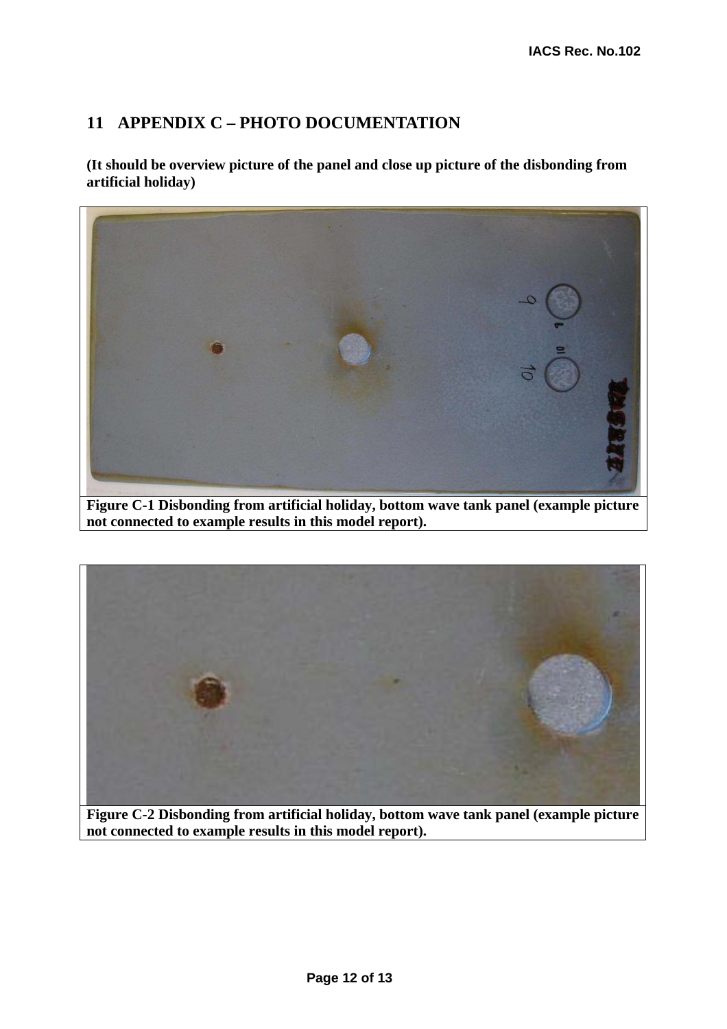## 11 APPENDIX C – PHOTO DOCUMENTATION

**(It should be overview picture of the panel and close up picture of the disbonding from artificial holiday)**

**Figure C-1 Disbonding from artificial holiday, bottom wave tank panel (example picture not connected to example results in this model report).**

**Figure C-2 Disbonding from artificial holiday, bottom wave tank panel (example picture not connected to example results in this model report).**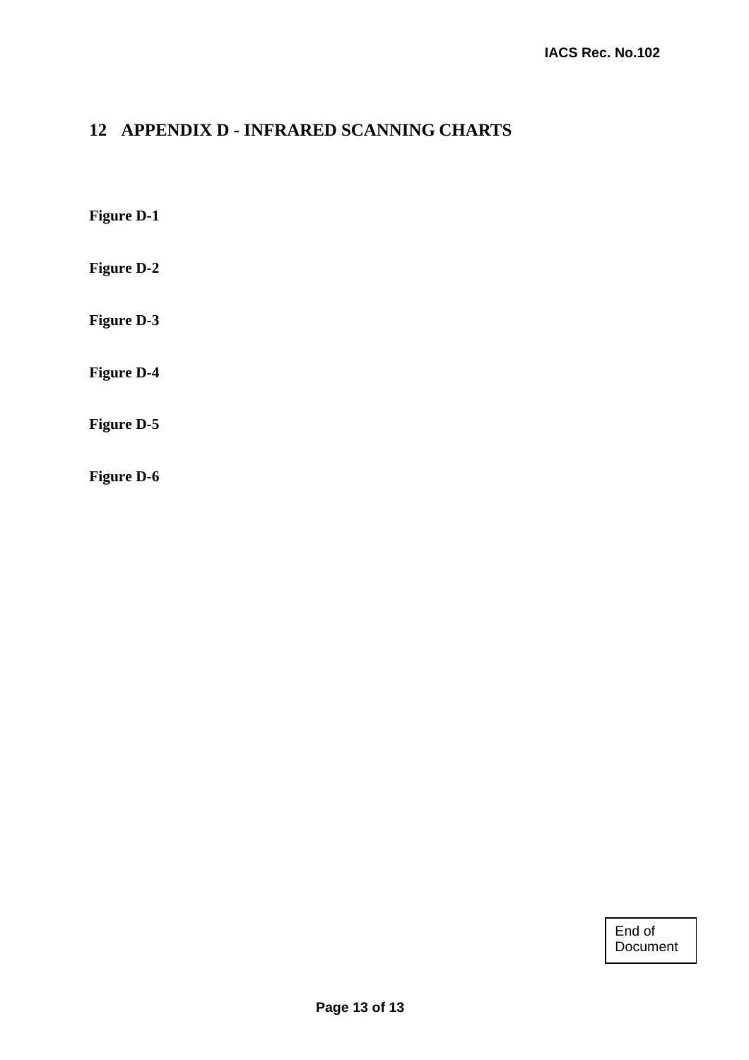# 12 APPENDIX D - INFRARED SCANNING CHARTS

**Figure D-1**

**Figure D-2**

**Figure D-3**

**Figure D-4**

**Figure D-5**

**Figure D-6**

End of Document